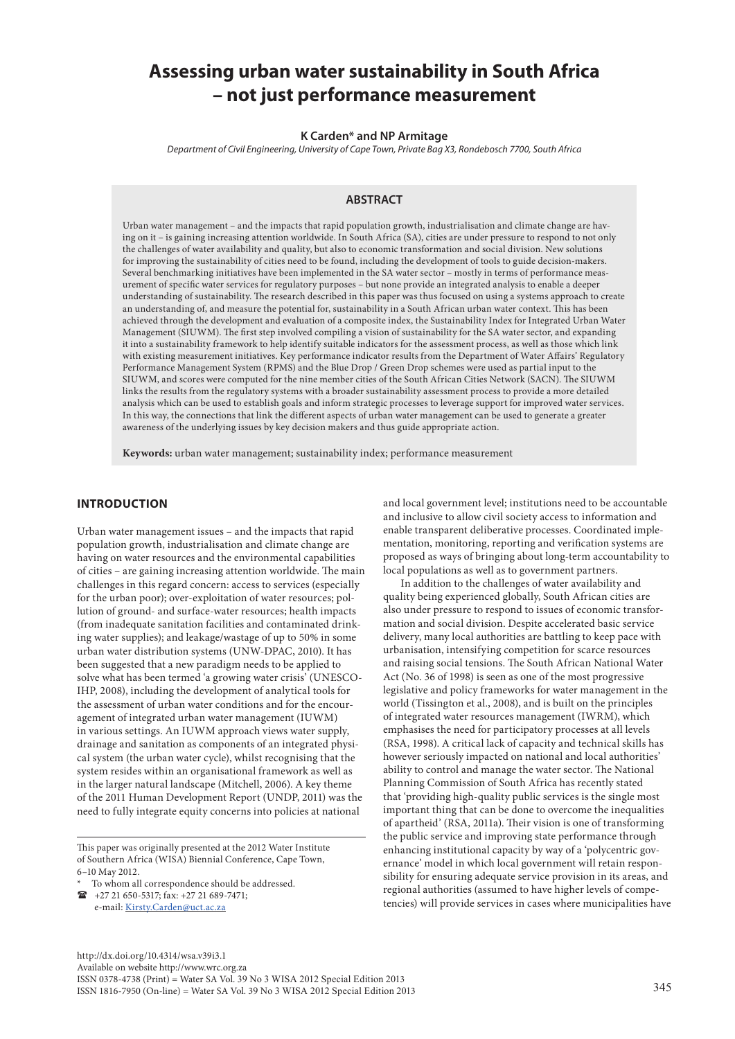# Assessing urban water sustainability in South Africa – not just performance measurement

**K Carden* and NP Armitage**

*Department of Civil Engineering, University of Cape Town, Private Bag X3, Rondebosch 7700, South Africa*

## ABSTRACT

Urban water management – and the impacts that rapid population growth, industrialisation and climate change are having on it – is gaining increasing attention worldwide. In South Africa (SA), cities are under pressure to respond to not only the challenges of water availability and quality, but also to economic transformation and social division. New solutions for improving the sustainability of cities need to be found, including the development of tools to guide decision-makers. Several benchmarking initiatives have been implemented in the SA water sector – mostly in terms of performance measurement of specific water services for regulatory purposes – but none provide an integrated analysis to enable a deeper understanding of sustainability. The research described in this paper was thus focused on using a systems approach to create an understanding of, and measure the potential for, sustainability in a South African urban water context. This has been achieved through the development and evaluation of a composite index, the Sustainability Index for Integrated Urban Water Management (SIUWM). The first step involved compiling a vision of sustainability for the SA water sector, and expanding it into a sustainability framework to help identify suitable indicators for the assessment process, as well as those which link with existing measurement initiatives. Key performance indicator results from the Department of Water Affairs' Regulatory Performance Management System (RPMS) and the Blue Drop / Green Drop schemes were used as partial input to the SIUWM, and scores were computed for the nine member cities of the South African Cities Network (SACN). The SIUWM links the results from the regulatory systems with a broader sustainability assessment process to provide a more detailed analysis which can be used to establish goals and inform strategic processes to leverage support for improved water services. In this way, the connections that link the different aspects of urban water management can be used to generate a greater awareness of the underlying issues by key decision makers and thus guide appropriate action.

**Keywords:** urban water management; sustainability index; performance measurement

## INTRODUCTION

Urban water management issues – and the impacts that rapid population growth, industrialisation and climate change are having on water resources and the environmental capabilities of cities – are gaining increasing attention worldwide. The main challenges in this regard concern: access to services (especially for the urban poor); over-exploitation of water resources; pollution of ground- and surface-water resources; health impacts (from inadequate sanitation facilities and contaminated drinking water supplies); and leakage/wastage of up to 50% in some urban water distribution systems (UNW-DPAC, 2010). It has been suggested that a new paradigm needs to be applied to solve what has been termed 'a growing water crisis' (UNESCO-IHP, 2008), including the development of analytical tools for the assessment of urban water conditions and for the encouragement of integrated urban water management (IUWM) in various settings. An IUWM approach views water supply, drainage and sanitation as components of an integrated physical system (the urban water cycle), whilst recognising that the system resides within an organisational framework as well as in the larger natural landscape (Mitchell, 2006). A key theme of the 2011 Human Development Report (UNDP, 2011) was the need to fully integrate equity concerns into policies at national and local government level; institutions need to be accountable and inclusive to allow civil society access to information and enable transparent deliberative processes. Coordinated implementation, monitoring, reporting and verification systems are proposed as ways of bringing about long-term accountability to local populations as well as to government partners.

In addition to the challenges of water availability and quality being experienced globally, South African cities are also under pressure to respond to issues of economic transformation and social division. Despite accelerated basic service delivery, many local authorities are battling to keep pace with urbanisation, intensifying competition for scarce resources and raising social tensions. The South African National Water Act (No. 36 of 1998) is seen as one of the most progressive legislative and policy frameworks for water management in the world (Tissington et al., 2008), and is built on the principles of integrated water resources management (IWRM), which emphasises the need for participatory processes at all levels (RSA, 1998). A critical lack of capacity and technical skills has however seriously impacted on national and local authorities' ability to control and manage the water sector. The National Planning Commission of South Africa has recently stated that 'providing high-quality public services is the single most important thing that can be done to overcome the inequalities of apartheid' (RSA, 2011a). Their vision is one of transforming the public service and improving state performance through enhancing institutional capacity by way of a 'polycentric governance' model in which local government will retain responsibility for ensuring adequate service provision in its areas, and regional authorities (assumed to have higher levels of competencies) will provide services in cases where municipalities have

---

This paper was originally presented at the 2012 Water Institute of Southern Africa (WISA) Biennial Conference, Cape Town, 6–10 May 2012.

\* To whom all correspondence should be addressed.
☎ +27 21 650-5317; fax: +27 21 689-7471;
e-mail: Kirsty.Carden@uct.ac.za

http://dx.doi.org/10.4314/wsa.v39i3.1
Available on website http://www.wrc.org.za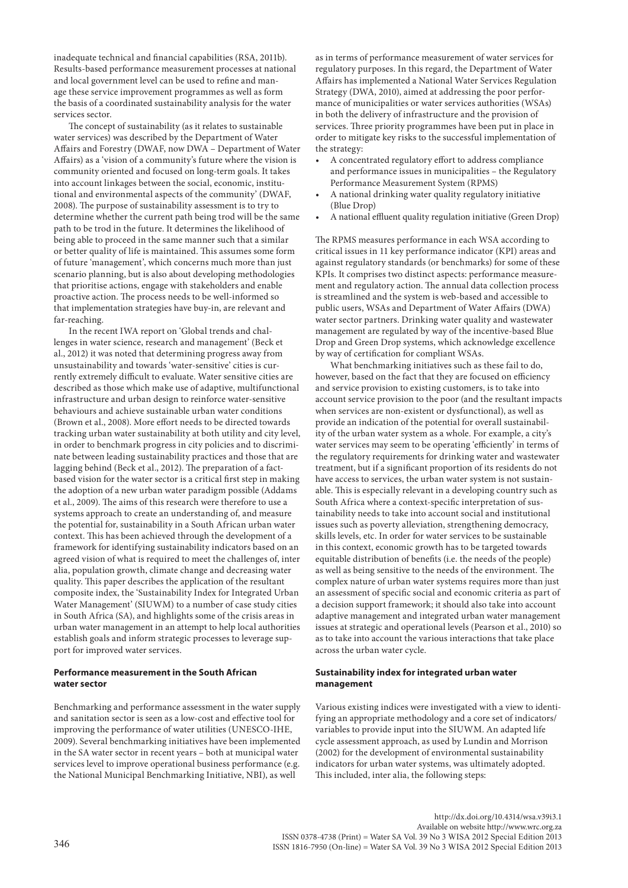inadequate technical and financial capabilities (RSA, 2011b). Results-based performance measurement processes at national and local government level can be used to refine and manage these service improvement programmes as well as form the basis of a coordinated sustainability analysis for the water services sector.

The concept of sustainability (as it relates to sustainable water services) was described by the Department of Water Affairs and Forestry (DWAF, now DWA – Department of Water Affairs) as a 'vision of a community's future where the vision is community oriented and focused on long-term goals. It takes into account linkages between the social, economic, institutional and environmental aspects of the community' (DWAF, 2008). The purpose of sustainability assessment is to try to determine whether the current path being trod will be the same path to be trod in the future. It determines the likelihood of being able to proceed in the same manner such that a similar or better quality of life is maintained. This assumes some form of future 'management', which concerns much more than just scenario planning, but is also about developing methodologies that prioritise actions, engage with stakeholders and enable proactive action. The process needs to be well-informed so that implementation strategies have buy-in, are relevant and far-reaching.

In the recent IWA report on 'Global trends and challenges in water science, research and management' (Beck et al., 2012) it was noted that determining progress away from unsustainability and towards 'water-sensitive' cities is currently extremely difficult to evaluate. Water sensitive cities are described as those which make use of adaptive, multifunctional infrastructure and urban design to reinforce water-sensitive behaviours and achieve sustainable urban water conditions (Brown et al., 2008). More effort needs to be directed towards tracking urban water sustainability at both utility and city level, in order to benchmark progress in city policies and to discriminate between leading sustainability practices and those that are lagging behind (Beck et al., 2012). The preparation of a fact-based vision for the water sector is a critical first step in making the adoption of a new urban water paradigm possible (Addams et al., 2009). The aims of this research were therefore to use a systems approach to create an understanding of, and measure the potential for, sustainability in a South African urban water context. This has been achieved through the development of a framework for identifying sustainability indicators based on an agreed vision of what is required to meet the challenges of, inter alia, population growth, climate change and decreasing water quality. This paper describes the application of the resultant composite index, the 'Sustainability Index for Integrated Urban Water Management' (SIUWM) to a number of case study cities in South Africa (SA), and highlights some of the crisis areas in urban water management in an attempt to help local authorities establish goals and inform strategic processes to leverage support for improved water services.

## Performance measurement in the South African water sector

Benchmarking and performance assessment in the water supply and sanitation sector is seen as a low-cost and effective tool for improving the performance of water utilities (UNESCO-IHE, 2009). Several benchmarking initiatives have been implemented in the SA water sector in recent years – both at municipal water services level to improve operational business performance (e.g. the National Municipal Benchmarking Initiative, NBI), as well as in terms of performance measurement of water services for regulatory purposes. In this regard, the Department of Water Affairs has implemented a National Water Services Regulation Strategy (DWA, 2010), aimed at addressing the poor performance of municipalities or water services authorities (WSAs) in both the delivery of infrastructure and the provision of services. Three priority programmes have been put in place in order to mitigate key risks to the successful implementation of the strategy:

- A concentrated regulatory effort to address compliance and performance issues in municipalities – the Regulatory Performance Measurement System (RPMS)
- A national drinking water quality regulatory initiative (Blue Drop)
- A national effluent quality regulation initiative (Green Drop)

The RPMS measures performance in each WSA according to critical issues in 11 key performance indicator (KPI) areas and against regulatory standards (or benchmarks) for some of these KPIs. It comprises two distinct aspects: performance measurement and regulatory action. The annual data collection process is streamlined and the system is web-based and accessible to public users, WSAs and Department of Water Affairs (DWA) water sector partners. Drinking water quality and wastewater management are regulated by way of the incentive-based Blue Drop and Green Drop systems, which acknowledge excellence by way of certification for compliant WSAs.

What benchmarking initiatives such as these fail to do, however, based on the fact that they are focused on efficiency and service provision to existing customers, is to take into account service provision to the poor (and the resultant impacts when services are non-existent or dysfunctional), as well as provide an indication of the potential for overall sustainability of the urban water system as a whole. For example, a city's water services may seem to be operating 'efficiently' in terms of the regulatory requirements for drinking water and wastewater treatment, but if a significant proportion of its residents do not have access to services, the urban water system is not sustainable. This is especially relevant in a developing country such as South Africa where a context-specific interpretation of sustainability needs to take into account social and institutional issues such as poverty alleviation, strengthening democracy, skills levels, etc. In order for water services to be sustainable in this context, economic growth has to be targeted towards equitable distribution of benefits (i.e. the needs of the people) as well as being sensitive to the needs of the environment. The complex nature of urban water systems requires more than just an assessment of specific social and economic criteria as part of a decision support framework; it should also take into account adaptive management and integrated urban water management issues at strategic and operational levels (Pearson et al., 2010) so as to take into account the various interactions that take place across the urban water cycle.

## Sustainability index for integrated urban water management

Various existing indices were investigated with a view to identifying an appropriate methodology and a core set of indicators/variables to provide input into the SIUWM. An adapted life cycle assessment approach, as used by Lundin and Morrison (2002) for the development of environmental sustainability indicators for urban water systems, was ultimately adopted. This included, inter alia, the following steps: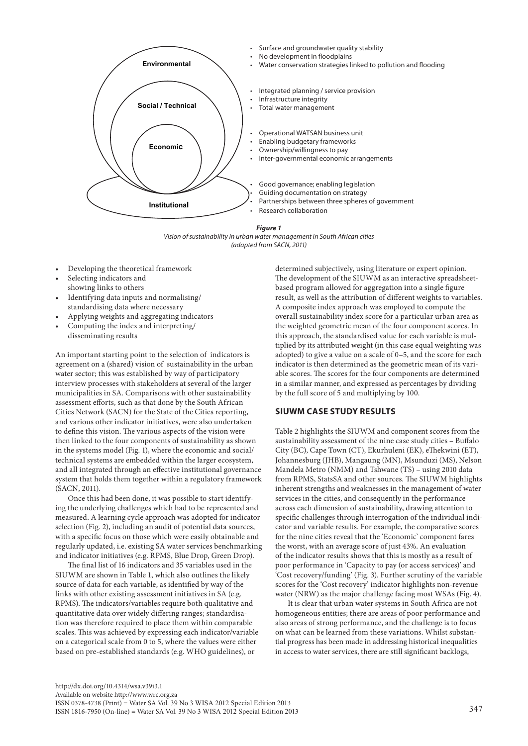Environmental

Social / Technical

Economic

Institutional

- Surface and groundwater quality stability
- No development in floodplains
- Water conservation strategies linked to pollution and flooding

- Integrated planning / service provision
- Infrastructure integrity
- Total water management

- Operational WATSAN business unit
- Enabling budgetary frameworks
- Ownership/willingness to pay
- Inter-governmental economic arrangements

- Good governance; enabling legislation
- Guiding documentation on strategy
- Partnerships between three spheres of government
- Research collaboration

***Figure 1***
*Vision of sustainability in urban water management in South African cities (adapted from SACN, 2011)*

- Developing the theoretical framework
- Selecting indicators and showing links to others
- Identifying data inputs and normalising/standardising data where necessary
- Applying weights and aggregating indicators
- Computing the index and interpreting/disseminating results

An important starting point to the selection of indicators is agreement on a (shared) vision of sustainability in the urban water sector; this was established by way of participatory interview processes with stakeholders at several of the larger municipalities in SA. Comparisons with other sustainability assessment efforts, such as that done by the South African Cities Network (SACN) for the State of the Cities reporting, and various other indicator initiatives, were also undertaken to define this vision. The various aspects of the vision were then linked to the four components of sustainability as shown in the systems model (Fig. 1), where the economic and social/technical systems are embedded within the larger ecosystem, and all integrated through an effective institutional governance system that holds them together within a regulatory framework (SACN, 2011).

Once this had been done, it was possible to start identifying the underlying challenges which had to be represented and measured. A learning cycle approach was adopted for indicator selection (Fig. 2), including an audit of potential data sources, with a specific focus on those which were easily obtainable and regularly updated, i.e. existing SA water services benchmarking and indicator initiatives (e.g. RPMS, Blue Drop, Green Drop).

The final list of 16 indicators and 35 variables used in the SIUWM are shown in Table 1, which also outlines the likely source of data for each variable, as identified by way of the links with other existing assessment initiatives in SA (e.g. RPMS). The indicators/variables require both qualitative and quantitative data over widely differing ranges; standardisation was therefore required to place them within comparable scales. This was achieved by expressing each indicator/variable on a categorical scale from 0 to 5, where the values were either based on pre-established standards (e.g. WHO guidelines), or determined subjectively, using literature or expert opinion. The development of the SIUWM as an interactive spreadsheet-based program allowed for aggregation into a single figure result, as well as the attribution of different weights to variables. A composite index approach was employed to compute the overall sustainability index score for a particular urban area as the weighted geometric mean of the four component scores. In this approach, the standardised value for each variable is multiplied by its attributed weight (in this case equal weighting was adopted) to give a value on a scale of 0–5, and the score for each indicator is then determined as the geometric mean of its variable scores. The scores for the four components are determined in a similar manner, and expressed as percentages by dividing by the full score of 5 and multiplying by 100.

## SIUWM CASE STUDY RESULTS

Table 2 highlights the SIUWM and component scores from the sustainability assessment of the nine case study cities – Buffalo City (BC), Cape Town (CT), Ekurhuleni (EK), eThekwini (ET), Johannesburg (JHB), Mangaung (MN), Msunduzi (MS), Nelson Mandela Metro (NMM) and Tshwane (TS) – using 2010 data from RPMS, StatsSA and other sources. The SIUWM highlights inherent strengths and weaknesses in the management of water services in the cities, and consequently in the performance across each dimension of sustainability, drawing attention to specific challenges through interrogation of the individual indicator and variable results. For example, the comparative scores for the nine cities reveal that the 'Economic' component fares the worst, with an average score of just 43%. An evaluation of the indicator results shows that this is mostly as a result of poor performance in 'Capacity to pay (or access services)' and 'Cost recovery/funding' (Fig. 3). Further scrutiny of the variable scores for the 'Cost recovery' indicator highlights non-revenue water (NRW) as the major challenge facing most WSAs (Fig. 4).

It is clear that urban water systems in South Africa are not homogeneous entities; there are areas of poor performance and also areas of strong performance, and the challenge is to focus on what can be learned from these variations. Whilst substantial progress has been made in addressing historical inequalities in access to water services, there are still significant backlogs,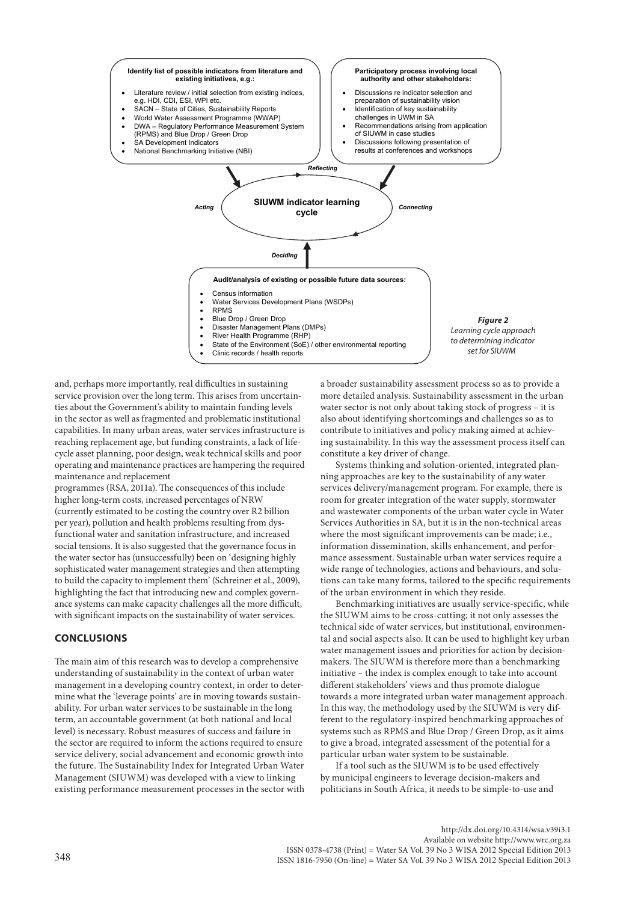Identify list of possible indicators from literature and existing initiatives, e.g.:

- Literature review / initial selection from existing indices, e.g. HDI, CDI, ESI, WPI etc.
- SACN – State of Cities, Sustainability Reports
- World Water Assessment Programme (WWAP)
- DWA – Regulatory Performance Measurement System (RPMS) and Blue Drop / Green Drop
- SA Development Indicators
- National Benchmarking Initiative (NBI)

Participatory process involving local authority and other stakeholders:

- Discussions re indicator selection and preparation of sustainability vision
- Identification of key sustainability challenges in UWM in SA
- Recommendations arising from application of SIUWM in case studies
- Discussions following presentation of results at conferences and workshops

Reflecting

Acting

SIUWM indicator learning cycle

Connecting

Deciding

Audit/analysis of existing or possible future data sources:

- Census information
- Water Services Development Plans (WSDPs)
- RPMS
- Blue Drop / Green Drop
- Disaster Management Plans (DMPs)
- River Health Programme (RHP)
- State of the Environment (SoE) / other environmental reporting
- Clinic records / health reports

***Figure 2***
*Learning cycle approach to determining indicator set for SIUWM*

and, perhaps more importantly, real difficulties in sustaining service provision over the long term. This arises from uncertainties about the Government's ability to maintain funding levels in the sector as well as fragmented and problematic institutional capabilities. In many urban areas, water services infrastructure is reaching replacement age, but funding constraints, a lack of life-cycle asset planning, poor design, weak technical skills and poor operating and maintenance practices are hampering the required maintenance and replacement programmes (RSA, 2011a). The consequences of this include higher long-term costs, increased percentages of NRW (currently estimated to be costing the country over R2 billion per year), pollution and health problems resulting from dysfunctional water and sanitation infrastructure, and increased social tensions. It is also suggested that the governance focus in the water sector has (unsuccessfully) been on 'designing highly sophisticated water management strategies and then attempting to build the capacity to implement them' (Schreiner et al., 2009), highlighting the fact that introducing new and complex governance systems can make capacity challenges all the more difficult, with significant impacts on the sustainability of water services.

## CONCLUSIONS

The main aim of this research was to develop a comprehensive understanding of sustainability in the context of urban water management in a developing country context, in order to determine what the 'leverage points' are in moving towards sustainability. For urban water services to be sustainable in the long term, an accountable government (at both national and local level) is necessary. Robust measures of success and failure in the sector are required to inform the actions required to ensure service delivery, social advancement and economic growth into the future. The Sustainability Index for Integrated Urban Water Management (SIUWM) was developed with a view to linking existing performance measurement processes in the sector with a broader sustainability assessment process so as to provide a more detailed analysis. Sustainability assessment in the urban water sector is not only about taking stock of progress – it is also about identifying shortcomings and challenges so as to contribute to initiatives and policy making aimed at achieving sustainability. In this way the assessment process itself can constitute a key driver of change.

Systems thinking and solution-oriented, integrated planning approaches are key to the sustainability of any water services delivery/management program. For example, there is room for greater integration of the water supply, stormwater and wastewater components of the urban water cycle in Water Services Authorities in SA, but it is in the non-technical areas where the most significant improvements can be made; i.e., information dissemination, skills enhancement, and performance assessment. Sustainable urban water services require a wide range of technologies, actions and behaviours, and solutions can take many forms, tailored to the specific requirements of the urban environment in which they reside.

Benchmarking initiatives are usually service-specific, while the SIUWM aims to be cross-cutting; it not only assesses the technical side of water services, but institutional, environmental and social aspects also. It can be used to highlight key urban water management issues and priorities for action by decision-makers. The SIUWM is therefore more than a benchmarking initiative – the index is complex enough to take into account different stakeholders' views and thus promote dialogue towards a more integrated urban water management approach. In this way, the methodology used by the SIUWM is very different to the regulatory-inspired benchmarking approaches of systems such as RPMS and Blue Drop / Green Drop, as it aims to give a broad, integrated assessment of the potential for a particular urban water system to be sustainable.

If a tool such as the SIUWM is to be used effectively by municipal engineers to leverage decision-makers and politicians in South Africa, it needs to be simple-to-use and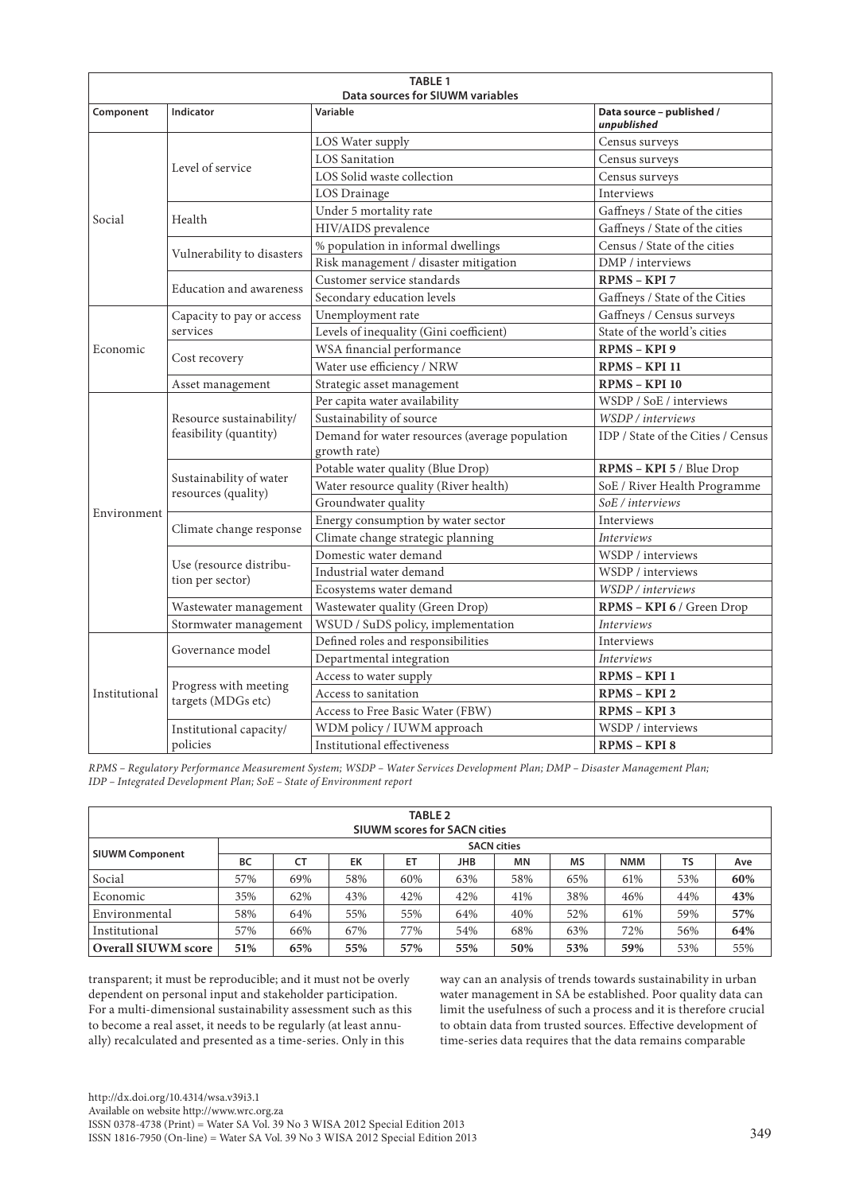**TABLE 1**
**Data sources for SIUWM variables**

| Component | Indicator | Variable | Data source – published / *unpublished* |
|---|---|---|---|
| Social | Level of service | LOS Water supply | Census surveys |
| | | LOS Sanitation | Census surveys |
| | | LOS Solid waste collection | Census surveys |
| | | LOS Drainage | Interviews |
| | Health | Under 5 mortality rate | Gaffneys / State of the cities |
| | | HIV/AIDS prevalence | Gaffneys / State of the cities |
| | Vulnerability to disasters | % population in informal dwellings | Census / State of the cities |
| | | Risk management / disaster mitigation | DMP / interviews |
| | Education and awareness | Customer service standards | **RPMS – KPI 7** |
| | | Secondary education levels | Gaffneys / State of the Cities |
| Economic | Capacity to pay or access services | Unemployment rate | Gaffneys / Census surveys |
| | | Levels of inequality (Gini coefficient) | State of the world's cities |
| | Cost recovery | WSA financial performance | **RPMS – KPI 9** |
| | | Water use efficiency / NRW | **RPMS – KPI 11** |
| | Asset management | Strategic asset management | **RPMS – KPI 10** |
| Environment | Resource sustainability/ feasibility (quantity) | Per capita water availability | WSDP / SoE / interviews |
| | | Sustainability of source | *WSDP / interviews* |
| | | Demand for water resources (average population growth rate) | IDP / State of the Cities / Census |
| | Sustainability of water resources (quality) | Potable water quality (Blue Drop) | **RPMS – KPI 5** / Blue Drop |
| | | Water resource quality (River health) | SoE / River Health Programme |
| | | Groundwater quality | *SoE / interviews* |
| | Climate change response | Energy consumption by water sector | Interviews |
| | | Climate change strategic planning | *Interviews* |
| | Use (resource distribution per sector) | Domestic water demand | WSDP / interviews |
| | | Industrial water demand | WSDP / interviews |
| | | Ecosystems water demand | *WSDP / interviews* |
| | Wastewater management | Wastewater quality (Green Drop) | **RPMS – KPI 6** / Green Drop |
| | Stormwater management | WSUD / SuDS policy, implementation | *Interviews* |
| Institutional | Governance model | Defined roles and responsibilities | Interviews |
| | | Departmental integration | *Interviews* |
| | Progress with meeting targets (MDGs etc) | Access to water supply | **RPMS – KPI 1** |
| | | Access to sanitation | **RPMS – KPI 2** |
| | | Access to Free Basic Water (FBW) | **RPMS – KPI 3** |
| | Institutional capacity/ policies | WDM policy / IUWM approach | WSDP / interviews |
| | | Institutional effectiveness | **RPMS – KPI 8** |

*RPMS – Regulatory Performance Measurement System; WSDP – Water Services Development Plan; DMP – Disaster Management Plan; IDP – Integrated Development Plan; SoE – State of Environment report*

**TABLE 2**
**SIUWM scores for SACN cities**

| SIUWM Component | SACN cities | | | | | | | | | |
|---|---|---|---|---|---|---|---|---|---|---|
| | BC | CT | EK | ET | JHB | MN | MS | NMM | TS | Ave |
| Social | 57% | 69% | 58% | 60% | 63% | 58% | 65% | 61% | 53% | **60%** |
| Economic | 35% | 62% | 43% | 42% | 42% | 41% | 38% | 46% | 44% | **43%** |
| Environmental | 58% | 64% | 55% | 55% | 64% | 40% | 52% | 61% | 59% | **57%** |
| Institutional | 57% | 66% | 67% | 77% | 54% | 68% | 63% | 72% | 56% | **64%** |
| **Overall SIUWM score** | **51%** | **65%** | **55%** | **57%** | **55%** | **50%** | **53%** | **59%** | 53% | 55% |

transparent; it must be reproducible; and it must not be overly dependent on personal input and stakeholder participation. For a multi-dimensional sustainability assessment such as this to become a real asset, it needs to be regularly (at least annually) recalculated and presented as a time-series. Only in this way can an analysis of trends towards sustainability in urban water management in SA be established. Poor quality data can limit the usefulness of such a process and it is therefore crucial to obtain data from trusted sources. Effective development of time-series data requires that the data remains comparable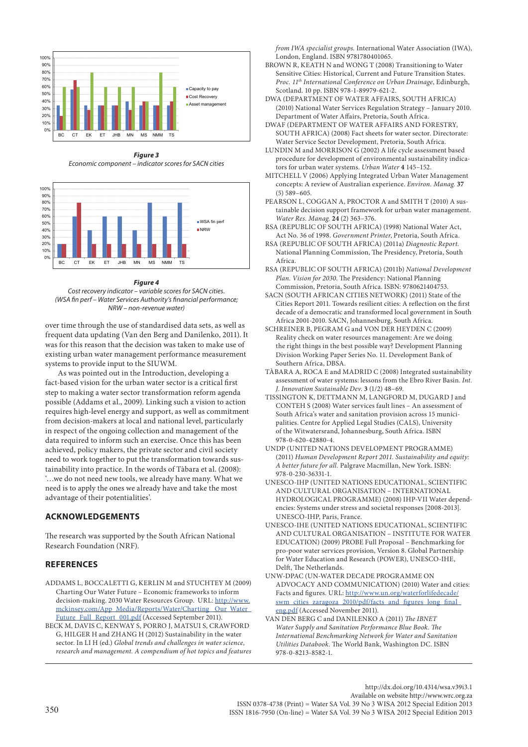100%
90%
80%
70%
60%
50%
40%
30%
20%
10%
0%

BC CT EK ET JHB MN MS NMM TS

Capacity to pay
Cost Recovery
Asset management

***Figure 3***
*Economic component – indicator scores for SACN cities*

100%
90%
80%
70%
60%
50%
40%
30%
20%
10%
0%

BC CT EK ET JHB MN MS NMM TS

WSA fin perf
NRW

***Figure 4***
*Cost recovery indicator – variable scores for SACN cities.*
*(WSA fin perf – Water Services Authority's financial performance; NRW – non-revenue water)*

over time through the use of standardised data sets, as well as frequent data updating (Van den Berg and Danilenko, 2011). It was for this reason that the decision was taken to make use of existing urban water management performance measurement systems to provide input to the SIUWM.

As was pointed out in the Introduction, developing a fact-based vision for the urban water sector is a critical first step to making a water sector transformation reform agenda possible (Addams et al., 2009). Linking such a vision to action requires high-level energy and support, as well as commitment from decision-makers at local and national level, particularly in respect of the ongoing collection and management of the data required to inform such an exercise. Once this has been achieved, policy makers, the private sector and civil society need to work together to put the transformation towards sustainability into practice. In the words of Tàbara et al. (2008): '…we do not need new tools, we already have many. What we need is to apply the ones we already have and take the most advantage of their potentialities'.

## ACKNOWLEDGEMENTS

The research was supported by the South African National Research Foundation (NRF).

## REFERENCES

ADDAMS L, BOCCALETTI G, KERLIN M and STUCHTEY M (2009) Charting Our Water Future – Economic frameworks to inform decision-making. 2030 Water Resources Group. URL: http://www.mckinsey.com/App_Media/Reports/Water/Charting_Our_Water_Future_Full_Report_001.pdf (Accessed September 2011).

BECK M, DAVIS C, KENWAY S, PORRO J, MATSUI S, CRAWFORD G, HILGER H and ZHANG H (2012) Sustainability in the water sector. In LI H (ed.) *Global trends and challenges in water science, research and management. A compendium of hot topics and features from IWA specialist groups.* International Water Association (IWA), London, England. ISBN 9781780401065.

BROWN R, KEATH N and WONG T (2008) Transitioning to Water Sensitive Cities: Historical, Current and Future Transition States. *Proc. 11th International Conference on Urban Drainage*, Edinburgh, Scotland. 10 pp. ISBN 978-1-89979-621-2.

DWA (DEPARTMENT OF WATER AFFAIRS, SOUTH AFRICA) (2010) National Water Services Regulation Strategy – January 2010. Department of Water Affairs, Pretoria, South Africa.

DWAF (DEPARTMENT OF WATER AFFAIRS AND FORESTRY, SOUTH AFRICA) (2008) Fact sheets for water sector. Directorate: Water Service Sector Development, Pretoria, South Africa.

LUNDIN M and MORRISON G (2002) A life cycle assessment based procedure for development of environmental sustainability indicators for urban water systems. *Urban Water* **4** 145–152.

MITCHELL V (2006) Applying Integrated Urban Water Management concepts: A review of Australian experience. *Environ. Manag.* **37** (5) 589–605.

PEARSON L, COGGAN A, PROCTOR A and SMITH T (2010) A sustainable decision support framework for urban water management. *Water Res. Manag.* **24** (2) 363–376.

RSA (REPUBLIC OF SOUTH AFRICA) (1998) National Water Act, Act No. 36 of 1998. *Government Printer*, Pretoria, South Africa.

RSA (REPUBLIC OF SOUTH AFRICA) (2011a) *Diagnostic Report.* National Planning Commission, The Presidency, Pretoria, South Africa.

RSA (REPUBLIC OF SOUTH AFRICA) (2011b) *National Development Plan. Vision for 2030.* The Presidency: National Planning Commission, Pretoria, South Africa. ISBN: 9780621404753.

SACN (SOUTH AFRICAN CITIES NETWORK) (2011) State of the Cities Report 2011. Towards resilient cities: A reflection on the first decade of a democratic and transformed local government in South Africa 2001-2010. SACN, Johannesburg, South Africa.

SCHREINER B, PEGRAM G and VON DER HEYDEN C (2009) Reality check on water resources management: Are we doing the right things in the best possible way? Development Planning Division Working Paper Series No. 11. Development Bank of Southern Africa, DBSA.

TÀBARA A, ROCA E and MADRID C (2008) Integrated sustainability assessment of water systems: lessons from the Ebro River Basin. *Int. J. Innovation Sustainable Dev.* **3** (1/2) 48–69.

TISSINGTON K, DETTMANN M, LANGFORD M, DUGARD J and CONTEH S (2008) Water services fault lines – An assessment of South Africa's water and sanitation provision across 15 municipalities. Centre for Applied Legal Studies (CALS), University of the Witwatersrand, Johannesburg, South Africa. ISBN 978-0-620-42880-4.

UNDP (UNITED NATIONS DEVELOPMENT PROGRAMME) (2011) *Human Development Report 2011. Sustainability and equity: A better future for all.* Palgrave Macmillan, New York. ISBN: 978-0-230-36331-1.

UNESCO-IHP (UNITED NATIONS EDUCATIONAL, SCIENTIFIC AND CULTURAL ORGANISATION – INTERNATIONAL HYDROLOGICAL PROGRAMME) (2008) IHP-VII Water dependencies: Systems under stress and societal responses [2008-2013]. UNESCO-IHP, Paris, France.

UNESCO-IHE (UNITED NATIONS EDUCATIONAL, SCIENTIFIC AND CULTURAL ORGANISATION – INSTITUTE FOR WATER EDUCATION) (2009) PROBE Full Proposal – Benchmarking for pro-poor water services provision, Version 8. Global Partnership for Water Education and Research (POWER), UNESCO-IHE, Delft, The Netherlands.

UNW-DPAC (UN-WATER DECADE PROGRAMME ON ADVOCACY AND COMMUNICATION) (2010) Water and cities: Facts and figures. URL: http://www.un.org/waterforlifedecade/swm_cities_zaragoza_2010/pdf/facts_and_figures_long_final_eng.pdf (Accessed November 2011).

VAN DEN BERG C and DANILENKO A (2011) *The IBNET Water Supply and Sanitation Performance Blue Book. The International Benchmarking Network for Water and Sanitation Utilities Databook.* The World Bank, Washington DC. ISBN 978-0-8213-8582-1.